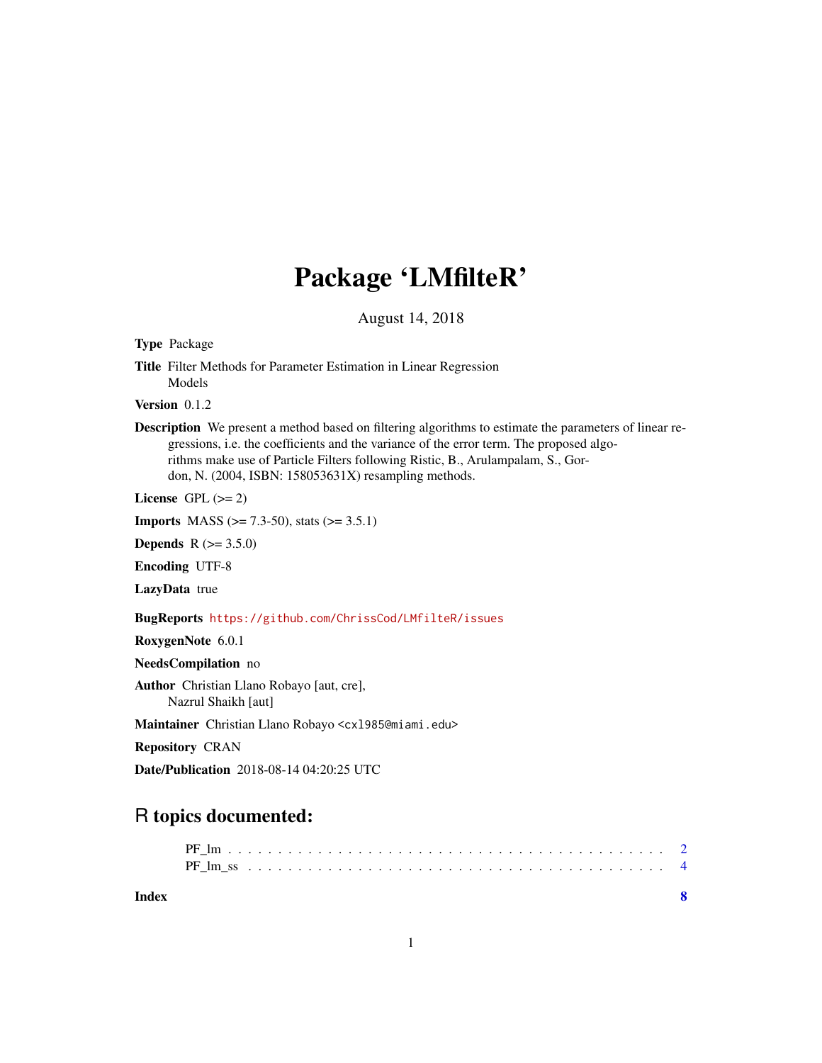# Package 'LMfilteR'

August 14, 2018

**Type** Package

**Title** Filter Methods for Parameter Estimation in Linear Regression Models

**Version** 0.1.2

**Description** We present a method based on filtering algorithms to estimate the parameters of linear regressions, i.e. the coefficients and the variance of the error term. The proposed algorithms make use of Particle Filters following Ristic, B., Arulampalam, S., Gordon, N. (2004, ISBN: 158053631X) resampling methods.

**License** GPL (>= 2)

**Imports** MASS (>= 7.3-50), stats (>= 3.5.1)

**Depends** R (>= 3.5.0)

**Encoding** UTF-8

**LazyData** true

**BugReports** https://github.com/ChrissCod/LMfilteR/issues

**RoxygenNote** 6.0.1

**NeedsCompilation** no

**Author** Christian Llano Robayo [aut, cre], Nazrul Shaikh [aut]

**Maintainer** Christian Llano Robayo <cxl985@miami.edu>

**Repository** CRAN

**Date/Publication** 2018-08-14 04:20:25 UTC

## R topics documented:

PF_lm . . . . . . . . . . . . . . . . . . . . . . . . . . . . . . . . . . . . . . . . . . . 2
PF_lm_ss . . . . . . . . . . . . . . . . . . . . . . . . . . . . . . . . . . . . . . . . . 4

**Index** **8**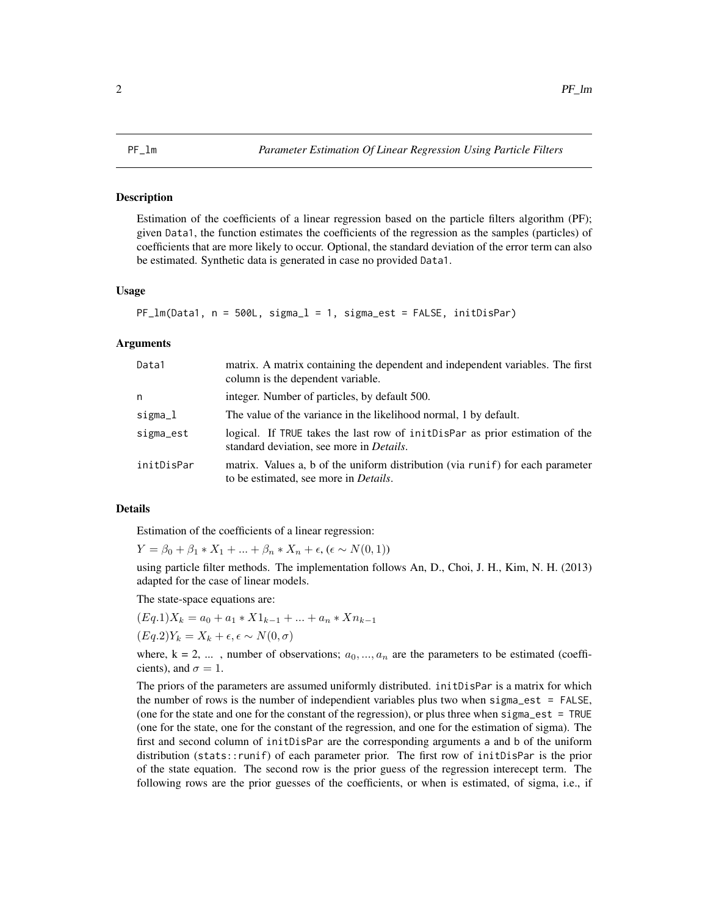# PF_lm — *Parameter Estimation Of Linear Regression Using Particle Filters*

## Description

Estimation of the coefficients of a linear regression based on the particle filters algorithm (PF); given `Data1`, the function estimates the coefficients of the regression as the samples (particles) of coefficients that are more likely to occur. Optional, the standard deviation of the error term can also be estimated. Synthetic data is generated in case no provided `Data1`.

## Usage

```
PF_lm(Data1, n = 500L, sigma_l = 1, sigma_est = FALSE, initDisPar)
```

## Arguments

| | |
|---|---|
| `Data1` | matrix. A matrix containing the dependent and independent variables. The first column is the dependent variable. |
| `n` | integer. Number of particles, by default 500. |
| `sigma_l` | The value of the variance in the likelihood normal, 1 by default. |
| `sigma_est` | logical. If `TRUE` takes the last row of `initDisPar` as prior estimation of the standard deviation, see more in *Details*. |
| `initDisPar` | matrix. Values a, b of the uniform distribution (via `runif`) for each parameter to be estimated, see more in *Details*. |

## Details

Estimation of the coefficients of a linear regression:

$Y = \beta_0 + \beta_1 * X_1 + ... + \beta_n * X_n + \epsilon, (\epsilon \sim N(0, 1))$

using particle filter methods. The implementation follows An, D., Choi, J. H., Kim, N. H. (2013) adapted for the case of linear models.

The state-space equations are:

$(Eq.1) X_k = a_0 + a_1 * X1_{k-1} + ... + a_n * Xn_{k-1}$

$(Eq.2) Y_k = X_k + \epsilon, \epsilon \sim N(0, \sigma)$

where, k = 2, ... , number of observations; $a_0, ..., a_n$ are the parameters to be estimated (coefficients), and $\sigma = 1$.

The priors of the parameters are assumed uniformly distributed. `initDisPar` is a matrix for which the number of rows is the number of independient variables plus two when `sigma_est = FALSE`, (one for the state and one for the constant of the regression), or plus three when `sigma_est = TRUE` (one for the state, one for the constant of the regression, and one for the estimation of sigma). The first and second column of `initDisPar` are the corresponding arguments `a` and `b` of the uniform distribution (`stats::runif`) of each parameter prior. The first row of `initDisPar` is the prior of the state equation. The second row is the prior guess of the regression interecept term. The following rows are the prior guesses of the coefficients, or when is estimated, of sigma, i.e., if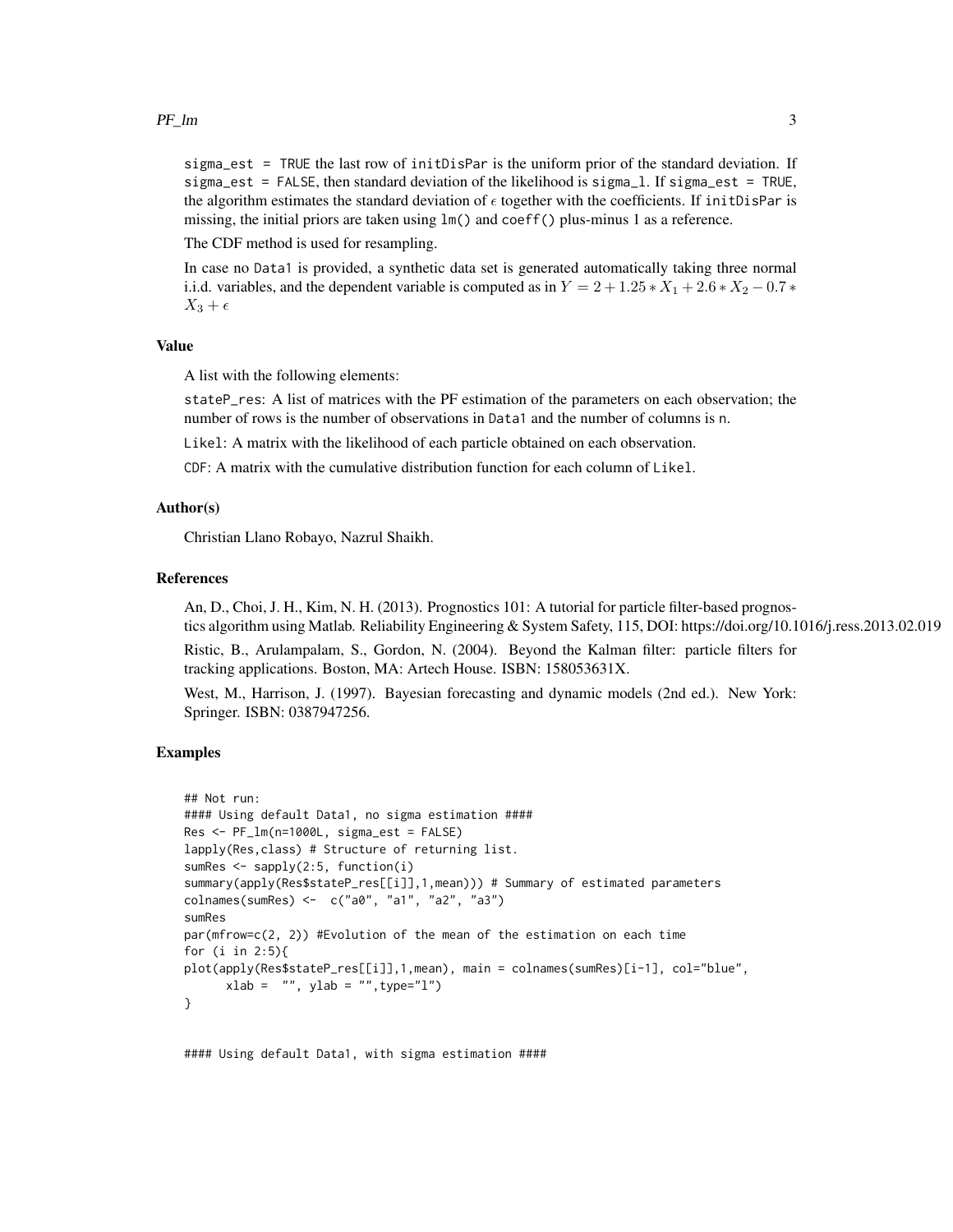sigma_est = TRUE the last row of initDisPar is the uniform prior of the standard deviation. If sigma_est = FALSE, then standard deviation of the likelihood is sigma_l. If sigma_est = TRUE, the algorithm estimates the standard deviation of $\epsilon$ together with the coefficients. If initDisPar is missing, the initial priors are taken using lm() and coeff() plus-minus 1 as a reference.

The CDF method is used for resampling.

In case no Data1 is provided, a synthetic data set is generated automatically taking three normal i.i.d. variables, and the dependent variable is computed as in $Y = 2 + 1.25 * X_1 + 2.6 * X_2 - 0.7 * X_3 + \epsilon$

## Value

A list with the following elements:

stateP_res: A list of matrices with the PF estimation of the parameters on each observation; the number of rows is the number of observations in Data1 and the number of columns is n.

Likel: A matrix with the likelihood of each particle obtained on each observation.

CDF: A matrix with the cumulative distribution function for each column of Likel.

## Author(s)

Christian Llano Robayo, Nazrul Shaikh.

## References

An, D., Choi, J. H., Kim, N. H. (2013). Prognostics 101: A tutorial for particle filter-based prognostics algorithm using Matlab. Reliability Engineering & System Safety, 115, DOI: https://doi.org/10.1016/j.ress.2013.02.019

Ristic, B., Arulampalam, S., Gordon, N. (2004). Beyond the Kalman filter: particle filters for tracking applications. Boston, MA: Artech House. ISBN: 158053631X.

West, M., Harrison, J. (1997). Bayesian forecasting and dynamic models (2nd ed.). New York: Springer. ISBN: 0387947256.

## Examples

```
## Not run:
#### Using default Data1, no sigma estimation ####
Res <- PF_lm(n=1000L, sigma_est = FALSE)
lapply(Res,class) # Structure of returning list.
sumRes <- sapply(2:5, function(i)
summary(apply(Res$stateP_res[[i]],1,mean))) # Summary of estimated parameters
colnames(sumRes) <-  c("a0", "a1", "a2", "a3")
sumRes
par(mfrow=c(2, 2)) #Evolution of the mean of the estimation on each time
for (i in 2:5){
plot(apply(Res$stateP_res[[i]],1,mean), main = colnames(sumRes)[i-1], col="blue",
      xlab =  "", ylab = "",type="l")
}


#### Using default Data1, with sigma estimation ####
```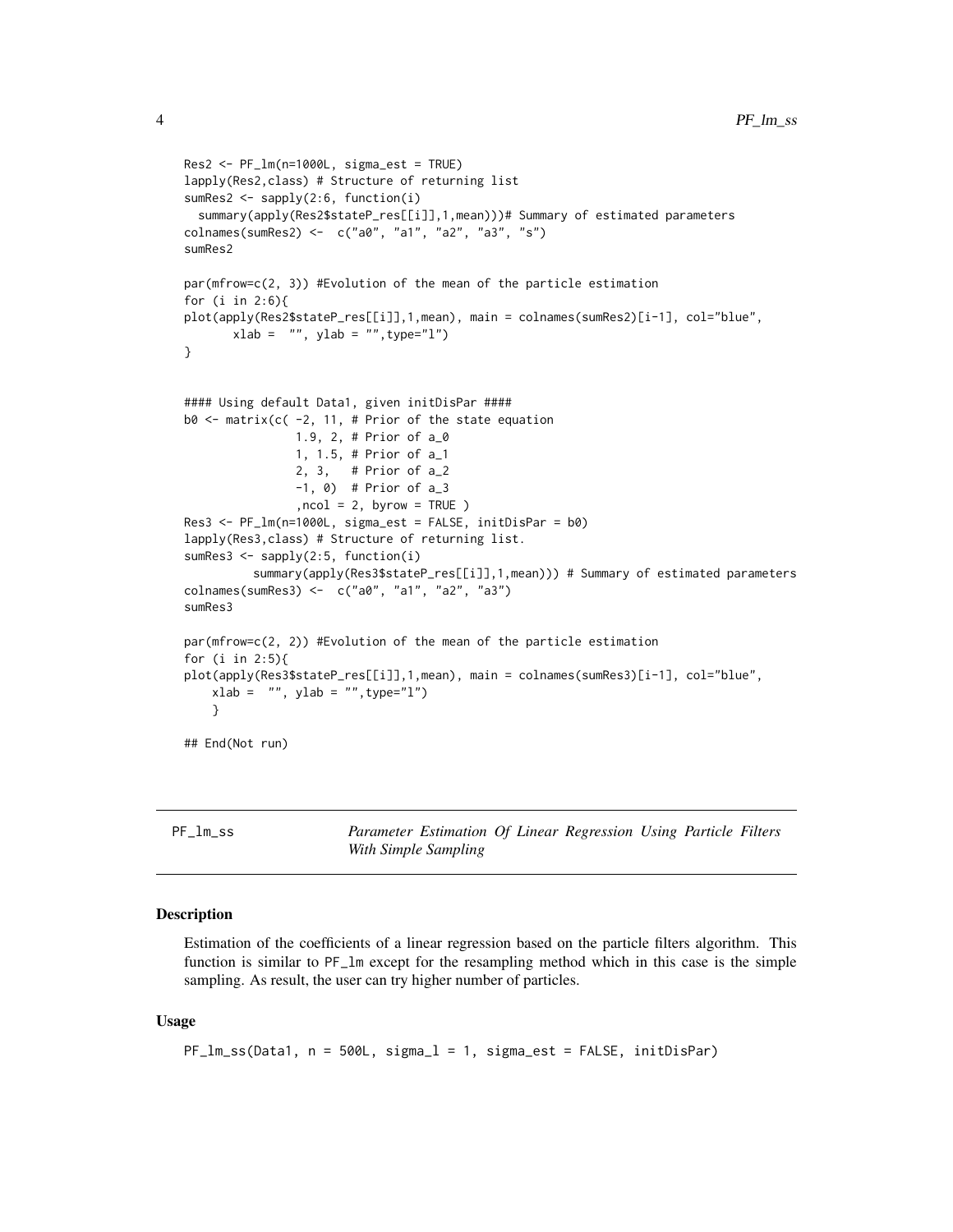```
Res2 <- PF_lm(n=1000L, sigma_est = TRUE)
lapply(Res2,class) # Structure of returning list
sumRes2 <- sapply(2:6, function(i)
  summary(apply(Res2$stateP_res[[i]],1,mean)))# Summary of estimated parameters
colnames(sumRes2) <-  c("a0", "a1", "a2", "a3", "s")
sumRes2

par(mfrow=c(2, 3)) #Evolution of the mean of the particle estimation
for (i in 2:6){
plot(apply(Res2$stateP_res[[i]],1,mean), main = colnames(sumRes2)[i-1], col="blue",
       xlab =  "", ylab = "",type="l")
}


#### Using default Data1, given initDisPar ####
b0 <- matrix(c( -2, 11, # Prior of the state equation
                1.9, 2, # Prior of a_0
                1, 1.5, # Prior of a_1
                2, 3,   # Prior of a_2
                -1, 0)  # Prior of a_3
                ,ncol = 2, byrow = TRUE )
Res3 <- PF_lm(n=1000L, sigma_est = FALSE, initDisPar = b0)
lapply(Res3,class) # Structure of returning list.
sumRes3 <- sapply(2:5, function(i)
          summary(apply(Res3$stateP_res[[i]],1,mean))) # Summary of estimated parameters
colnames(sumRes3) <-  c("a0", "a1", "a2", "a3")
sumRes3

par(mfrow=c(2, 2)) #Evolution of the mean of the particle estimation
for (i in 2:5){
plot(apply(Res3$stateP_res[[i]],1,mean), main = colnames(sumRes3)[i-1], col="blue",
    xlab =  "", ylab = "",type="l")
    }

## End(Not run)
```

---

PF_lm_ss — *Parameter Estimation Of Linear Regression Using Particle Filters With Simple Sampling*

---

### Description

Estimation of the coefficients of a linear regression based on the particle filters algorithm. This function is similar to PF_lm except for the resampling method which in this case is the simple sampling. As result, the user can try higher number of particles.

### Usage

```
PF_lm_ss(Data1, n = 500L, sigma_l = 1, sigma_est = FALSE, initDisPar)
```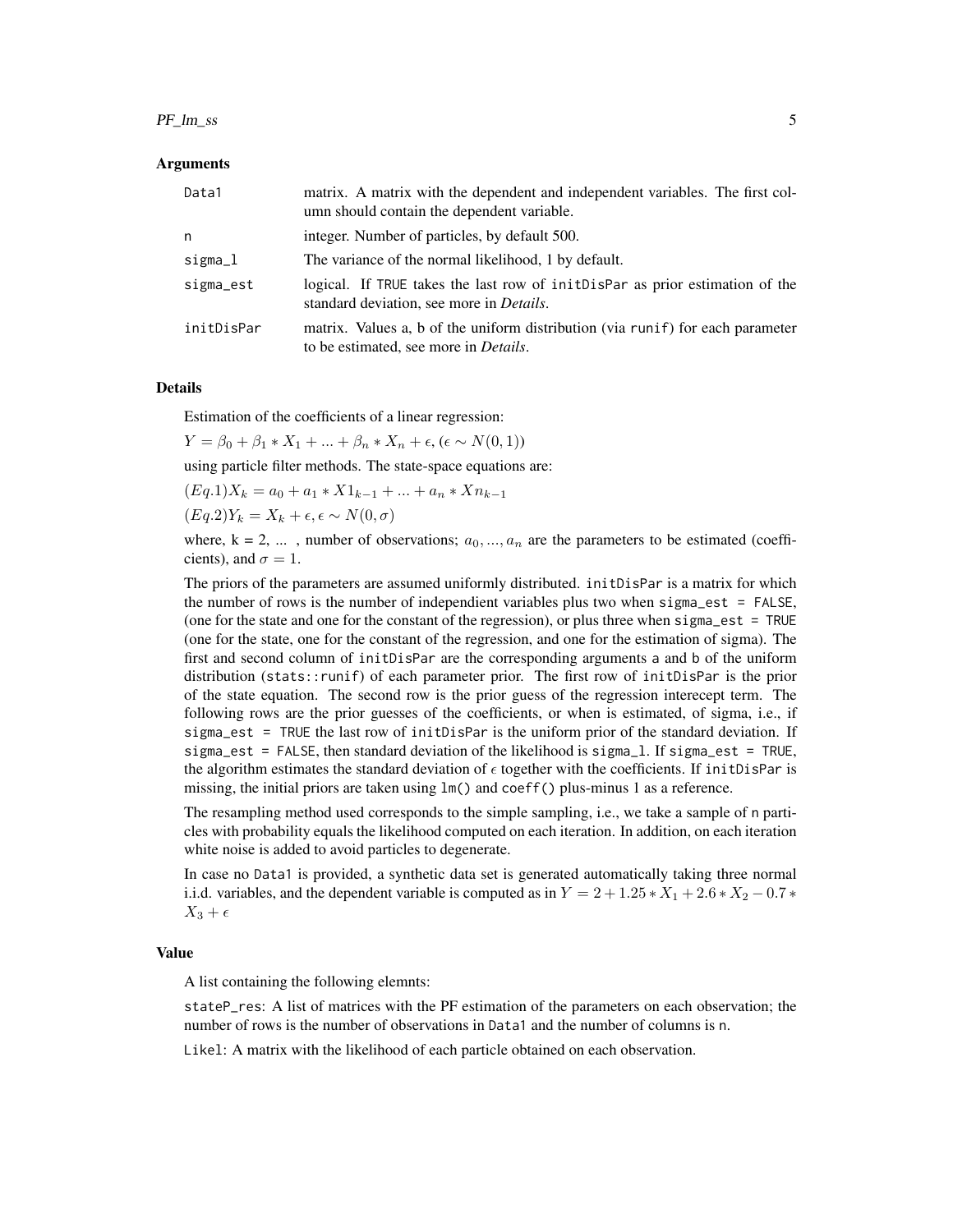### Arguments

| | |
|---|---|
| `Data1` | matrix. A matrix with the dependent and independent variables. The first column should contain the dependent variable. |
| `n` | integer. Number of particles, by default 500. |
| `sigma_l` | The variance of the normal likelihood, 1 by default. |
| `sigma_est` | logical. If `TRUE` takes the last row of `initDisPar` as prior estimation of the standard deviation, see more in *Details*. |
| `initDisPar` | matrix. Values a, b of the uniform distribution (via `runif`) for each parameter to be estimated, see more in *Details*. |

### Details

Estimation of the coefficients of a linear regression:

$Y = \beta_0 + \beta_1 * X_1 + ... + \beta_n * X_n + \epsilon, (\epsilon \sim N(0, 1))$

using particle filter methods. The state-space equations are:

$(Eq.1) X_k = a_0 + a_1 * X1_{k-1} + ... + a_n * Xn_{k-1}$

$(Eq.2) Y_k = X_k + \epsilon, \epsilon \sim N(0, \sigma)$

where, k = 2, ... , number of observations; $a_0, ..., a_n$ are the parameters to be estimated (coefficients), and $\sigma = 1$.

The priors of the parameters are assumed uniformly distributed. `initDisPar` is a matrix for which the number of rows is the number of independient variables plus two when `sigma_est = FALSE`, (one for the state and one for the constant of the regression), or plus three when `sigma_est = TRUE` (one for the state, one for the constant of the regression, and one for the estimation of sigma). The first and second column of `initDisPar` are the corresponding arguments `a` and `b` of the uniform distribution (`stats::runif`) of each parameter prior. The first row of `initDisPar` is the prior of the state equation. The second row is the prior guess of the regression interecept term. The following rows are the prior guesses of the coefficients, or when is estimated, of sigma, i.e., if `sigma_est = TRUE` the last row of `initDisPar` is the uniform prior of the standard deviation. If `sigma_est = FALSE`, then standard deviation of the likelihood is `sigma_l`. If `sigma_est = TRUE`, the algorithm estimates the standard deviation of $\epsilon$ together with the coefficients. If `initDisPar` is missing, the initial priors are taken using `lm()` and `coeff()` plus-minus 1 as a reference.

The resampling method used corresponds to the simple sampling, i.e., we take a sample of `n` particles with probability equals the likelihood computed on each iteration. In addition, on each iteration white noise is added to avoid particles to degenerate.

In case no `Data1` is provided, a synthetic data set is generated automatically taking three normal i.i.d. variables, and the dependent variable is computed as in $Y = 2 + 1.25 * X_1 + 2.6 * X_2 - 0.7 * X_3 + \epsilon$

### Value

A list containing the following elemnts:

`stateP_res`: A list of matrices with the PF estimation of the parameters on each observation; the number of rows is the number of observations in `Data1` and the number of columns is `n`.

`Likel`: A matrix with the likelihood of each particle obtained on each observation.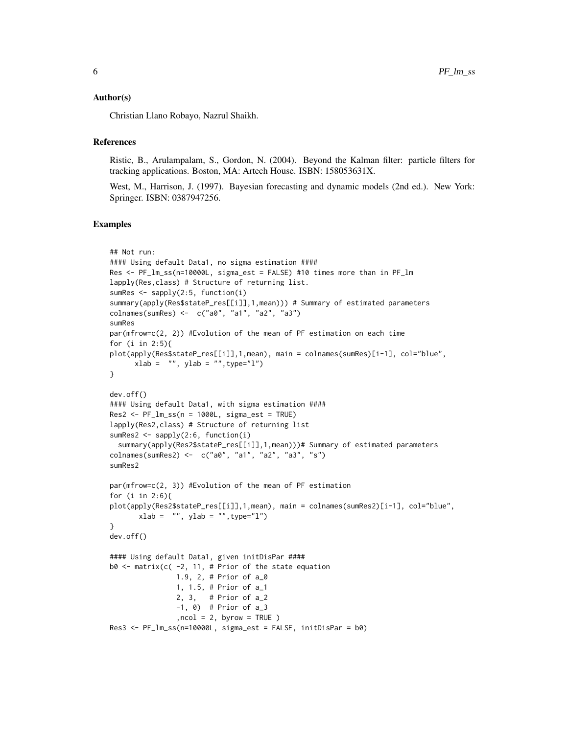### Author(s)

Christian Llano Robayo, Nazrul Shaikh.

### References

Ristic, B., Arulampalam, S., Gordon, N. (2004). Beyond the Kalman filter: particle filters for tracking applications. Boston, MA: Artech House. ISBN: 158053631X.

West, M., Harrison, J. (1997). Bayesian forecasting and dynamic models (2nd ed.). New York: Springer. ISBN: 0387947256.

### Examples

```
## Not run:
#### Using default Data1, no sigma estimation ####
Res <- PF_lm_ss(n=10000L, sigma_est = FALSE) #10 times more than in PF_lm
lapply(Res,class) # Structure of returning list.
sumRes <- sapply(2:5, function(i)
summary(apply(Res$stateP_res[[i]],1,mean))) # Summary of estimated parameters
colnames(sumRes) <-  c("a0", "a1", "a2", "a3")
sumRes
par(mfrow=c(2, 2)) #Evolution of the mean of PF estimation on each time
for (i in 2:5){
plot(apply(Res$stateP_res[[i]],1,mean), main = colnames(sumRes)[i-1], col="blue",
      xlab =  "", ylab = "",type="l")
}

dev.off()
#### Using default Data1, with sigma estimation ####
Res2 <- PF_lm_ss(n = 1000L, sigma_est = TRUE)
lapply(Res2,class) # Structure of returning list
sumRes2 <- sapply(2:6, function(i)
  summary(apply(Res2$stateP_res[[i]],1,mean)))# Summary of estimated parameters
colnames(sumRes2) <-  c("a0", "a1", "a2", "a3", "s")
sumRes2

par(mfrow=c(2, 3)) #Evolution of the mean of PF estimation
for (i in 2:6){
plot(apply(Res2$stateP_res[[i]],1,mean), main = colnames(sumRes2)[i-1], col="blue",
       xlab =  "", ylab = "",type="l")
}
dev.off()

#### Using default Data1, given initDisPar ####
b0 <- matrix(c( -2, 11, # Prior of the state equation
                1.9, 2, # Prior of a_0
                1, 1.5, # Prior of a_1
                2, 3,   # Prior of a_2
                -1, 0)  # Prior of a_3
                ,ncol = 2, byrow = TRUE )
Res3 <- PF_lm_ss(n=10000L, sigma_est = FALSE, initDisPar = b0)
```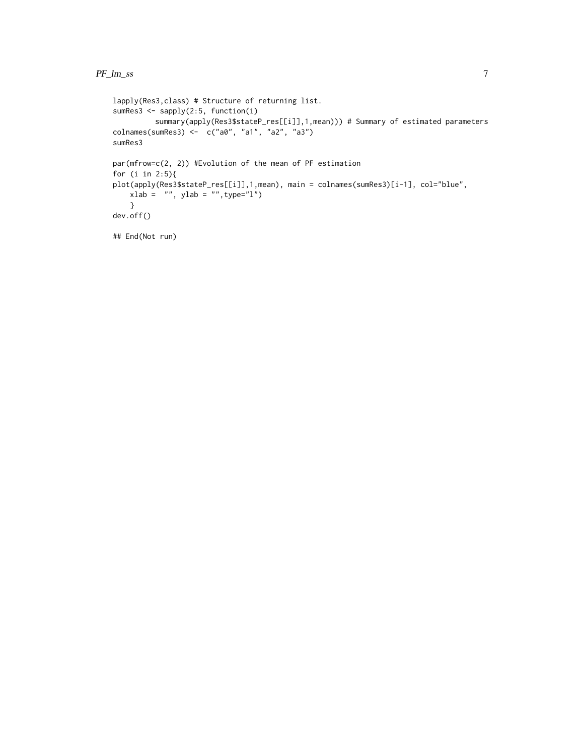```
lapply(Res3,class) # Structure of returning list.
sumRes3 <- sapply(2:5, function(i)
          summary(apply(Res3$stateP_res[[i]],1,mean))) # Summary of estimated parameters
colnames(sumRes3) <-  c("a0", "a1", "a2", "a3")
sumRes3

par(mfrow=c(2, 2)) #Evolution of the mean of PF estimation
for (i in 2:5){
plot(apply(Res3$stateP_res[[i]],1,mean), main = colnames(sumRes3)[i-1], col="blue",
    xlab =  "", ylab = "",type="l")
    }
dev.off()

## End(Not run)
```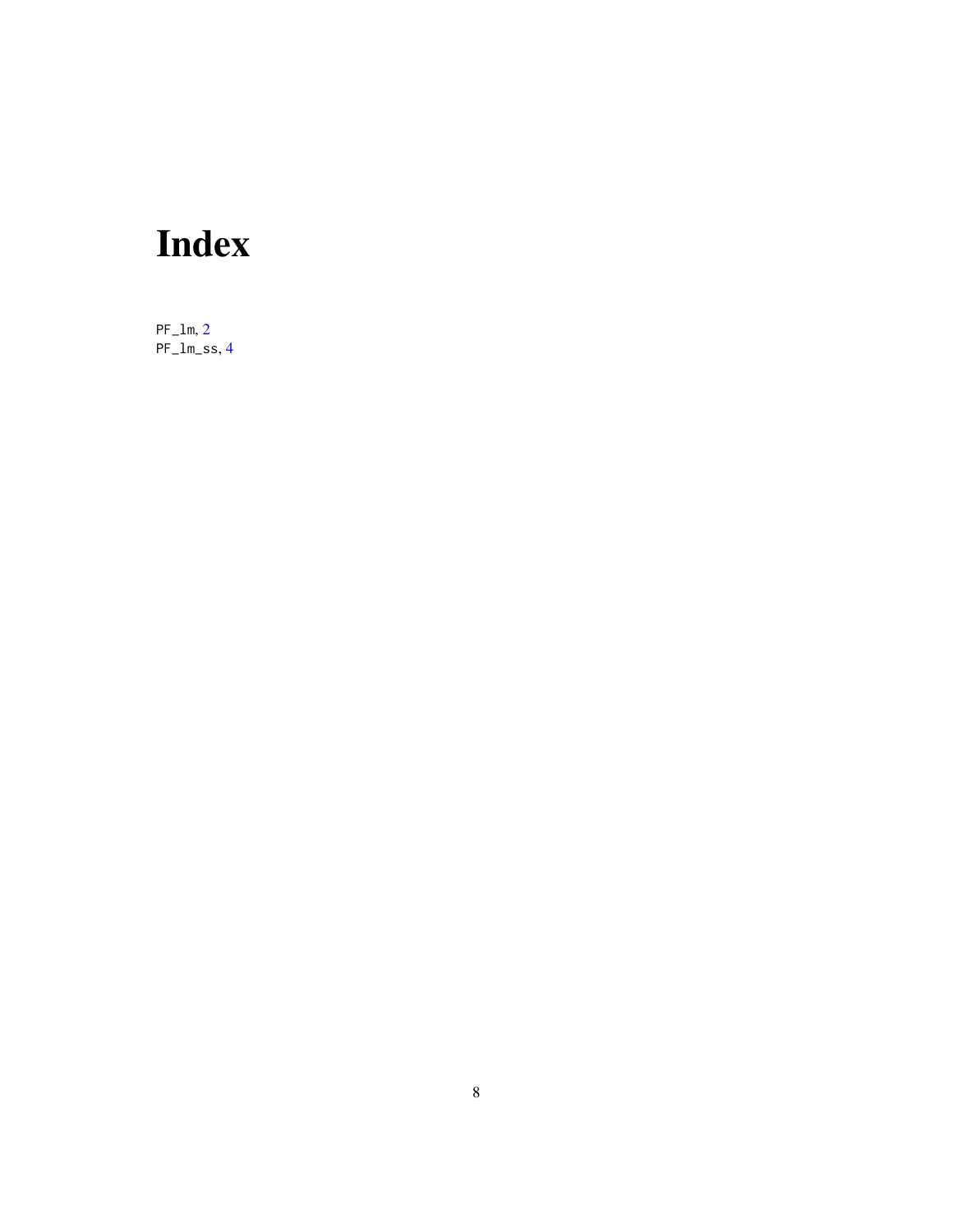# Index

PF_lm, 2
PF_lm_ss, 4